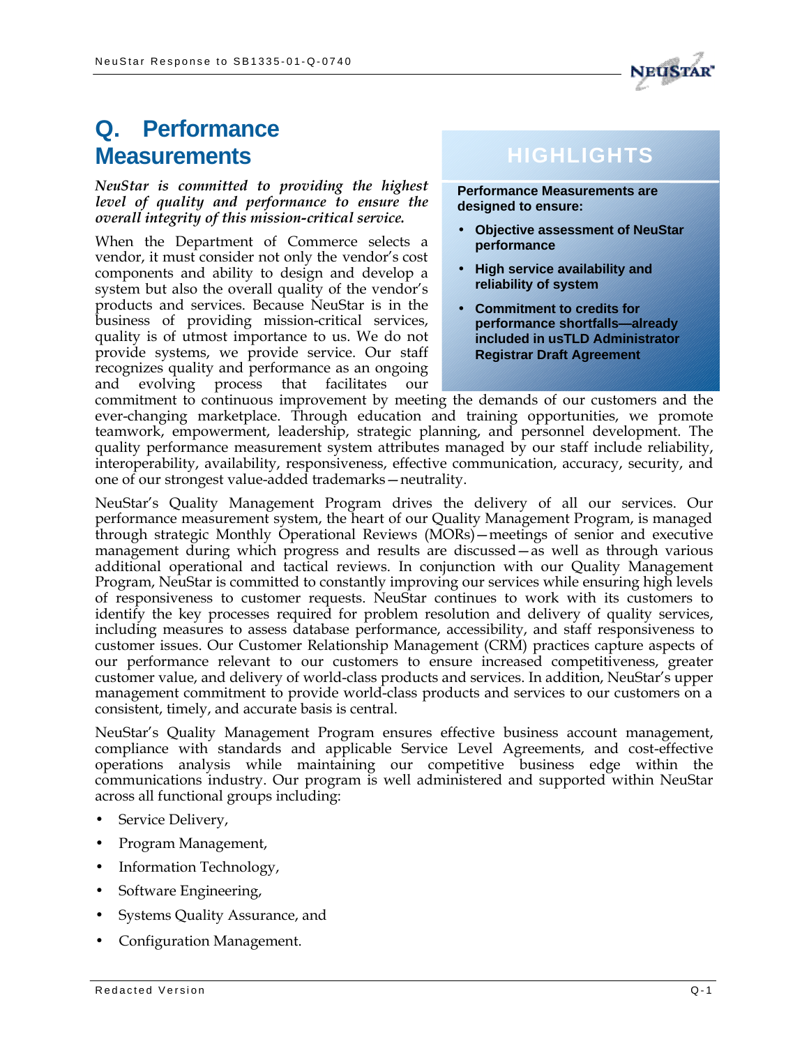# Q. Performance Measurements

*NeuStar is committed to providing the highest level of quality and performance to ensure the overall integrity of this mission-critical service.*

**HIGHLIGHTS**

**Performance Measurements are designed to ensure:**

- **Objective assessment of NeuStar performance**
- **High service availability and reliability of system**
- **Commitment to credits for performance shortfalls—already included in usTLD Administrator Registrar Draft Agreement**

When the Department of Commerce selects a vendor, it must consider not only the vendor's cost components and ability to design and develop a system but also the overall quality of the vendor's products and services. Because NeuStar is in the business of providing mission-critical services, quality is of utmost importance to us. We do not provide systems, we provide service. Our staff recognizes quality and performance as an ongoing and evolving process that facilitates our commitment to continuous improvement by meeting the demands of our customers and the ever-changing marketplace. Through education and training opportunities, we promote teamwork, empowerment, leadership, strategic planning, and personnel development. The quality performance measurement system attributes managed by our staff include reliability, interoperability, availability, responsiveness, effective communication, accuracy, security, and one of our strongest value-added trademarks—neutrality.

NeuStar's Quality Management Program drives the delivery of all our services. Our performance measurement system, the heart of our Quality Management Program, is managed through strategic Monthly Operational Reviews (MORs)—meetings of senior and executive management during which progress and results are discussed—as well as through various additional operational and tactical reviews. In conjunction with our Quality Management Program, NeuStar is committed to constantly improving our services while ensuring high levels of responsiveness to customer requests. NeuStar continues to work with its customers to identify the key processes required for problem resolution and delivery of quality services, including measures to assess database performance, accessibility, and staff responsiveness to customer issues. Our Customer Relationship Management (CRM) practices capture aspects of our performance relevant to our customers to ensure increased competitiveness, greater customer value, and delivery of world-class products and services. In addition, NeuStar's upper management commitment to provide world-class products and services to our customers on a consistent, timely, and accurate basis is central.

NeuStar's Quality Management Program ensures effective business account management, compliance with standards and applicable Service Level Agreements, and cost-effective operations analysis while maintaining our competitive business edge within the communications industry. Our program is well administered and supported within NeuStar across all functional groups including:

- Service Delivery,
- Program Management,
- Information Technology,
- Software Engineering,
- Systems Quality Assurance, and
- Configuration Management.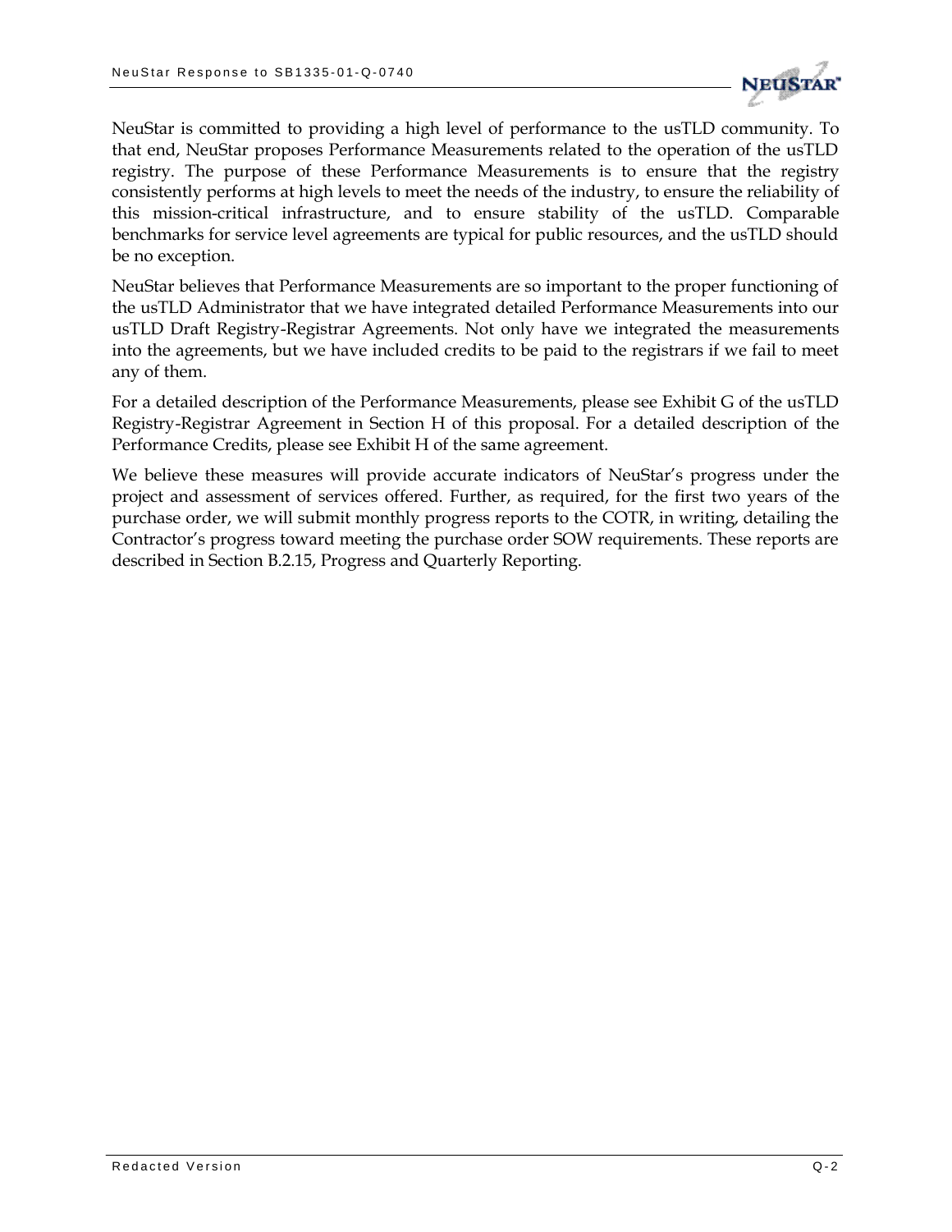NeuStar is committed to providing a high level of performance to the usTLD community. To that end, NeuStar proposes Performance Measurements related to the operation of the usTLD registry. The purpose of these Performance Measurements is to ensure that the registry consistently performs at high levels to meet the needs of the industry, to ensure the reliability of this mission-critical infrastructure, and to ensure stability of the usTLD. Comparable benchmarks for service level agreements are typical for public resources, and the usTLD should be no exception.

NeuStar believes that Performance Measurements are so important to the proper functioning of the usTLD Administrator that we have integrated detailed Performance Measurements into our usTLD Draft Registry-Registrar Agreements. Not only have we integrated the measurements into the agreements, but we have included credits to be paid to the registrars if we fail to meet any of them.

For a detailed description of the Performance Measurements, please see Exhibit G of the usTLD Registry-Registrar Agreement in Section H of this proposal. For a detailed description of the Performance Credits, please see Exhibit H of the same agreement.

We believe these measures will provide accurate indicators of NeuStar's progress under the project and assessment of services offered. Further, as required, for the first two years of the purchase order, we will submit monthly progress reports to the COTR, in writing, detailing the Contractor's progress toward meeting the purchase order SOW requirements. These reports are described in Section B.2.15, Progress and Quarterly Reporting.